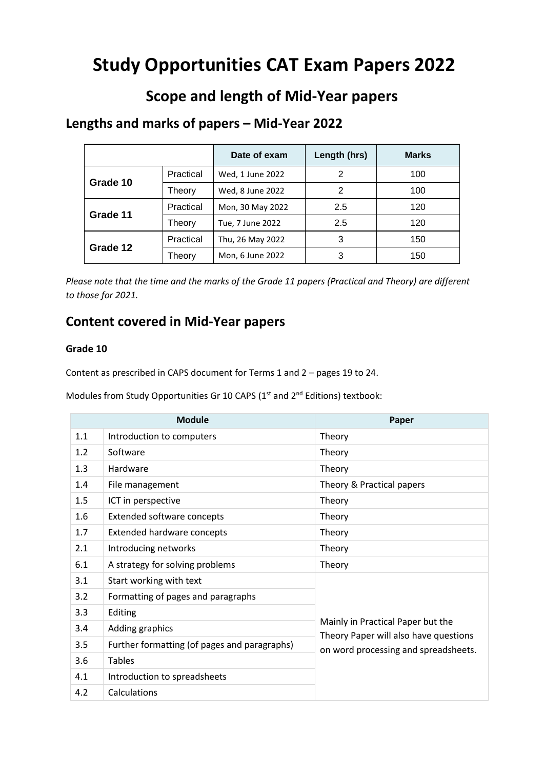# Study Opportunities CAT Exam Papers 2022

## Scope and length of Mid-Year papers

### Lengths and marks of papers – Mid-Year 2022

| | | Date of exam | Length (hrs) | Marks |
|---|---|---|---|---|
| **Grade 10** | Practical | Wed, 1 June 2022 | 2 | 100 |
| | Theory | Wed, 8 June 2022 | 2 | 100 |
| **Grade 11** | Practical | Mon, 30 May 2022 | 2.5 | 120 |
| | Theory | Tue, 7 June 2022 | 2.5 | 120 |
| **Grade 12** | Practical | Thu, 26 May 2022 | 3 | 150 |
| | Theory | Mon, 6 June 2022 | 3 | 150 |

*Please note that the time and the marks of the Grade 11 papers (Practical and Theory) are different to those for 2021.*

### Content covered in Mid-Year papers

#### Grade 10

Content as prescribed in CAPS document for Terms 1 and 2 – pages 19 to 24.

Modules from Study Opportunities Gr 10 CAPS (1st and 2nd Editions) textbook:

| Module | | Paper |
|---|---|---|
| 1.1 | Introduction to computers | Theory |
| 1.2 | Software | Theory |
| 1.3 | Hardware | Theory |
| 1.4 | File management | Theory & Practical papers |
| 1.5 | ICT in perspective | Theory |
| 1.6 | Extended software concepts | Theory |
| 1.7 | Extended hardware concepts | Theory |
| 2.1 | Introducing networks | Theory |
| 6.1 | A strategy for solving problems | Theory |
| 3.1 | Start working with text | Mainly in Practical Paper but the Theory Paper will also have questions on word processing and spreadsheets. |
| 3.2 | Formatting of pages and paragraphs | |
| 3.3 | Editing | |
| 3.4 | Adding graphics | |
| 3.5 | Further formatting (of pages and paragraphs) | |
| 3.6 | Tables | |
| 4.1 | Introduction to spreadsheets | |
| 4.2 | Calculations | |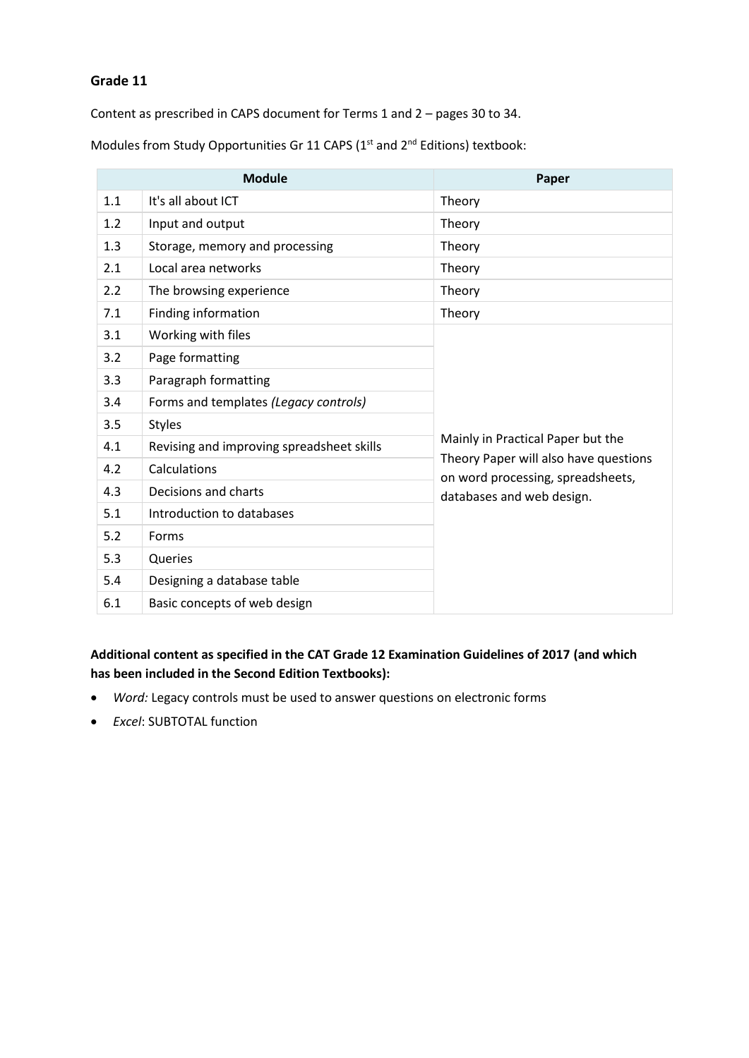## Grade 11

Content as prescribed in CAPS document for Terms 1 and 2 – pages 30 to 34.

Modules from Study Opportunities Gr 11 CAPS (1st and 2nd Editions) textbook:

| Module | | Paper |
|---|---|---|
| 1.1 | It's all about ICT | Theory |
| 1.2 | Input and output | Theory |
| 1.3 | Storage, memory and processing | Theory |
| 2.1 | Local area networks | Theory |
| 2.2 | The browsing experience | Theory |
| 7.1 | Finding information | Theory |
| 3.1 | Working with files | Mainly in Practical Paper but the Theory Paper will also have questions on word processing, spreadsheets, databases and web design. |
| 3.2 | Page formatting | |
| 3.3 | Paragraph formatting | |
| 3.4 | Forms and templates *(Legacy controls)* | |
| 3.5 | Styles | |
| 4.1 | Revising and improving spreadsheet skills | |
| 4.2 | Calculations | |
| 4.3 | Decisions and charts | |
| 5.1 | Introduction to databases | |
| 5.2 | Forms | |
| 5.3 | Queries | |
| 5.4 | Designing a database table | |
| 6.1 | Basic concepts of web design | |

**Additional content as specified in the CAT Grade 12 Examination Guidelines of 2017 (and which has been included in the Second Edition Textbooks):**

- *Word:* Legacy controls must be used to answer questions on electronic forms
- *Excel*: SUBTOTAL function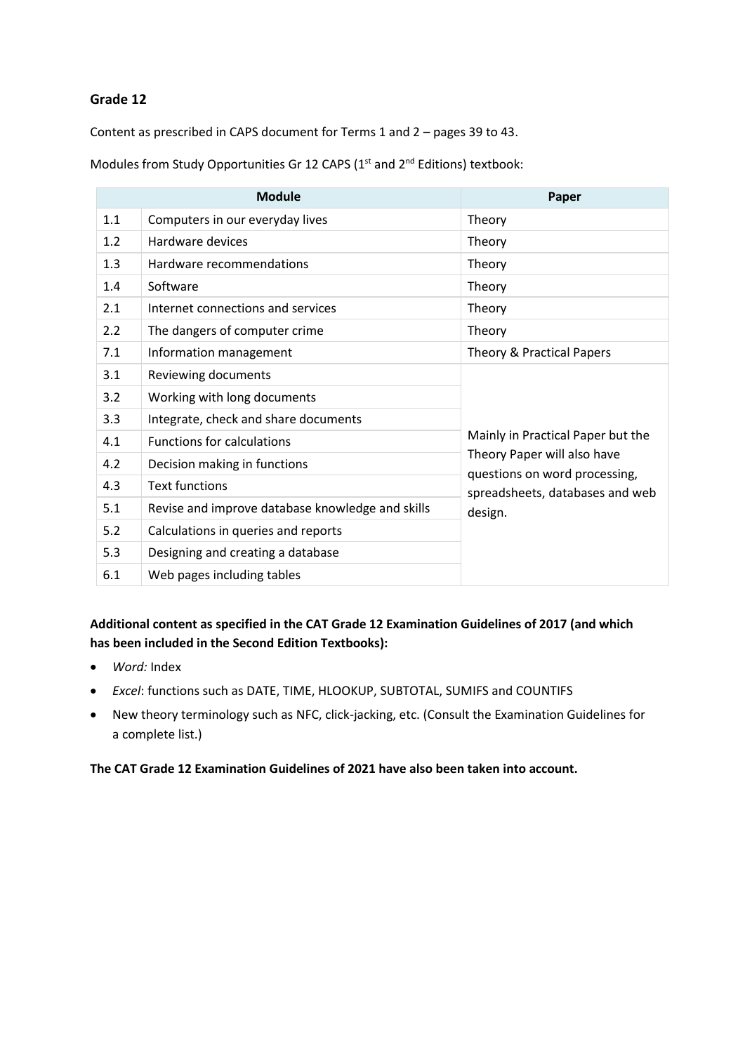**Grade 12**

Content as prescribed in CAPS document for Terms 1 and 2 – pages 39 to 43.

Modules from Study Opportunities Gr 12 CAPS (1st and 2nd Editions) textbook:

| Module | | Paper |
|---|---|---|
| 1.1 | Computers in our everyday lives | Theory |
| 1.2 | Hardware devices | Theory |
| 1.3 | Hardware recommendations | Theory |
| 1.4 | Software | Theory |
| 2.1 | Internet connections and services | Theory |
| 2.2 | The dangers of computer crime | Theory |
| 7.1 | Information management | Theory & Practical Papers |
| 3.1 | Reviewing documents | Mainly in Practical Paper but the Theory Paper will also have questions on word processing, spreadsheets, databases and web design. |
| 3.2 | Working with long documents | |
| 3.3 | Integrate, check and share documents | |
| 4.1 | Functions for calculations | |
| 4.2 | Decision making in functions | |
| 4.3 | Text functions | |
| 5.1 | Revise and improve database knowledge and skills | |
| 5.2 | Calculations in queries and reports | |
| 5.3 | Designing and creating a database | |
| 6.1 | Web pages including tables | |

**Additional content as specified in the CAT Grade 12 Examination Guidelines of 2017 (and which has been included in the Second Edition Textbooks):**

- *Word:* Index
- *Excel*: functions such as DATE, TIME, HLOOKUP, SUBTOTAL, SUMIFS and COUNTIFS
- New theory terminology such as NFC, click-jacking, etc. (Consult the Examination Guidelines for a complete list.)

**The CAT Grade 12 Examination Guidelines of 2021 have also been taken into account.**